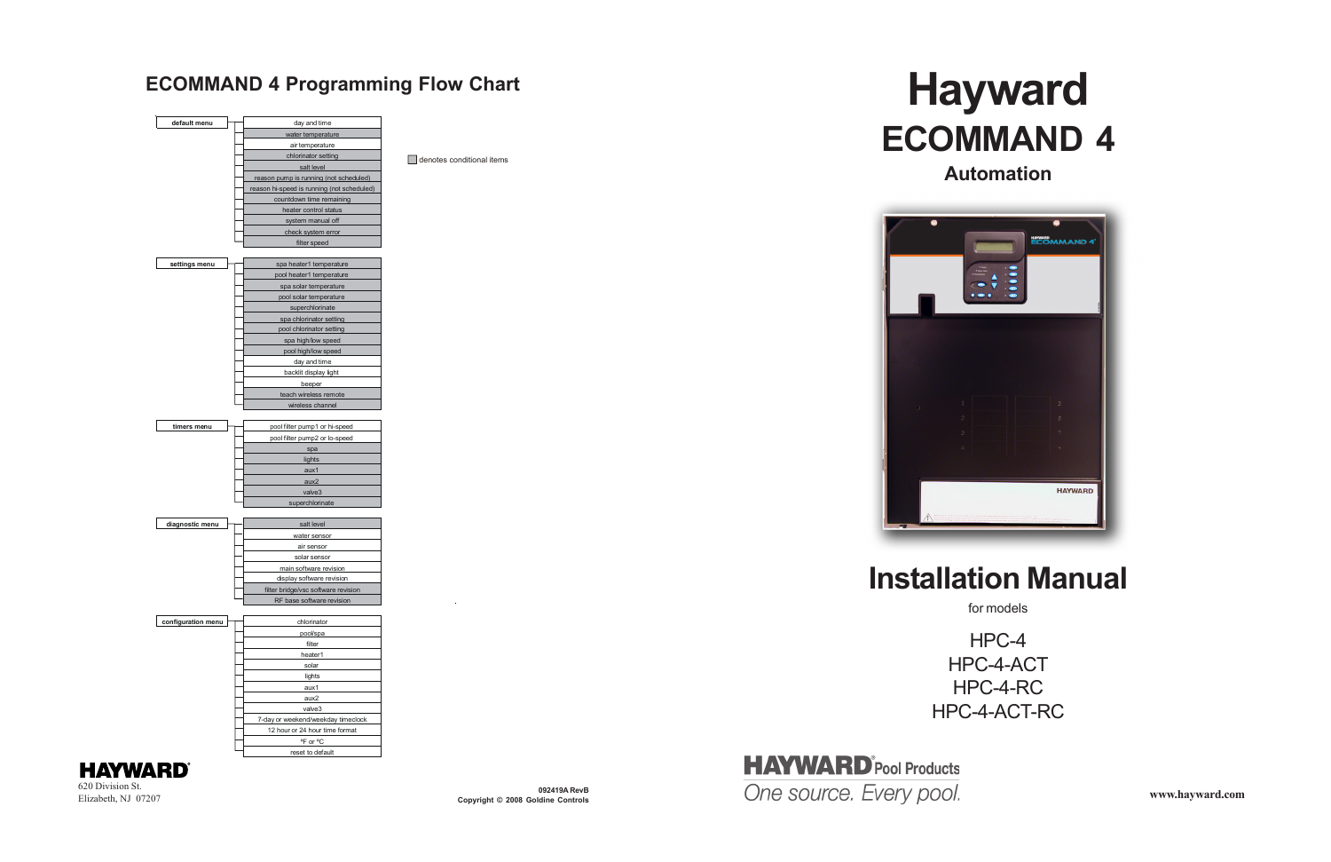## ECOMMAND 4 Programming Flow Chart

▒ denotes conditional items

**default menu**
- day and time
- water temperature
- air temperature
- chlorinator setting
- salt level
- reason pump is running (not scheduled)
- reason hi-speed is running (not scheduled)
- countdown time remaining
- heater control status
- system manual off
- check system error
- filter speed

**settings menu**
- spa heater1 temperature
- pool heater1 temperature
- spa solar temperature
- pool solar temperature
- superchlorinate
- spa chlorinator setting
- pool chlorinator setting
- spa high/low speed
- pool high/low speed
- day and time
- backlit display light
- beeper
- teach wireless remote
- wireless channel

**timers menu**
- pool filter pump1 or hi-speed
- pool filter pump2 or lo-speed
- spa
- lights
- aux1
- aux2
- valve3
- superchlorinate

**diagnostic menu**
- salt level
- water sensor
- air sensor
- solar sensor
- main software revision
- display software revision
- filter bridge/vsc software revision
- RF base software revision

**configuration menu**
- chlorinator
- pool/spa
- filter
- heater1
- solar
- lights
- aux1
- aux2
- valve3
- 7-day or weekend/weekday timeclock
- 12 hour or 24 hour time format
- ºF or ºC
- reset to default

**HAYWARD®**
620 Division St.
Elizabeth, NJ 07207

**092419A RevB**
**Copyright © 2008 Goldine Controls**

# Hayward
# ECOMMAND 4
### Automation

# Installation Manual

for models

HPC-4
HPC-4-ACT
HPC-4-RC
HPC-4-ACT-RC

**HAYWARD® Pool Products**
*One source. Every pool.*

**www.hayward.com**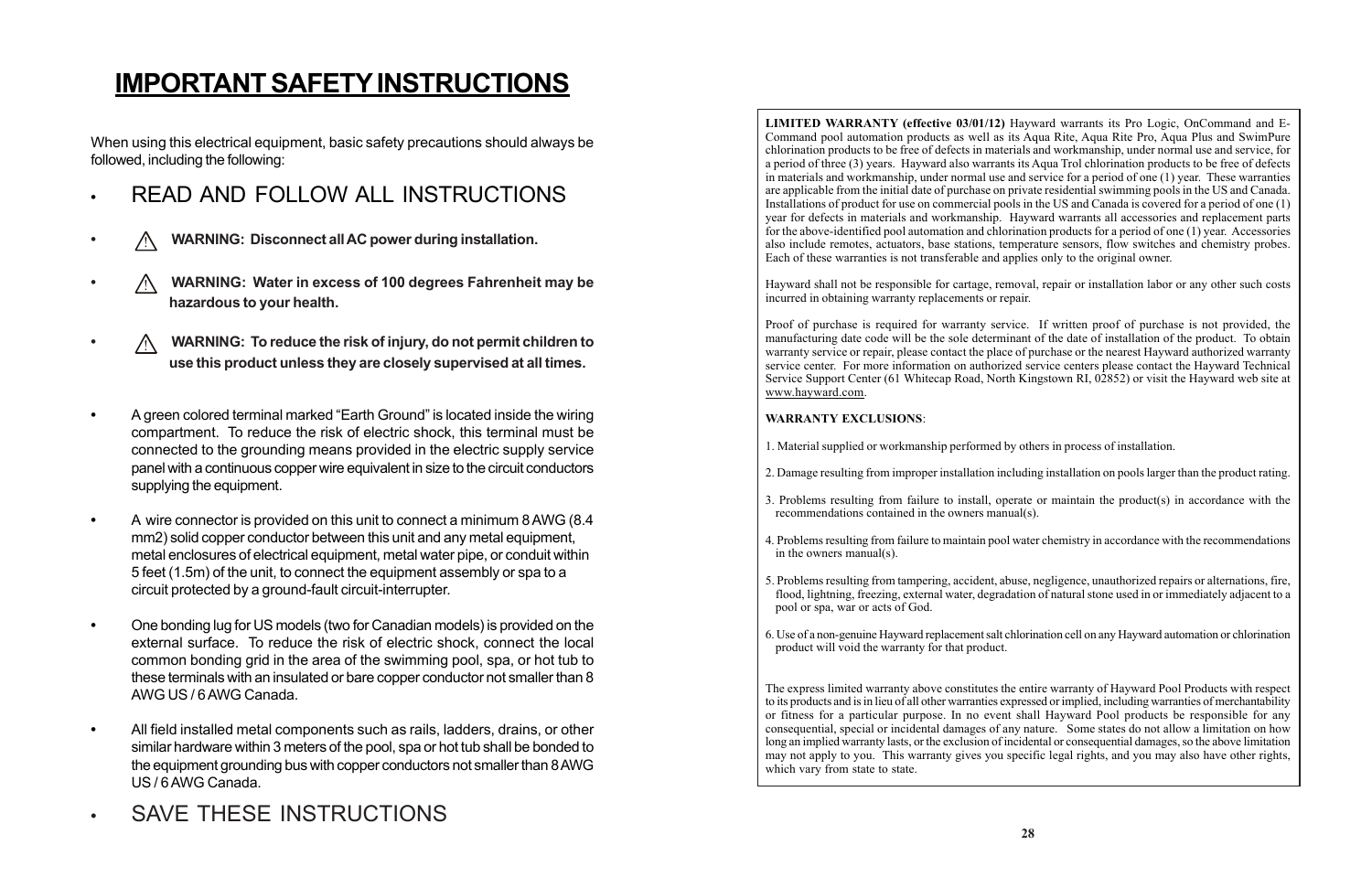# IMPORTANT SAFETY INSTRUCTIONS

When using this electrical equipment, basic safety precautions should always be followed, including the following:

- READ AND FOLLOW ALL INSTRUCTIONS
- ⚠ **WARNING: Disconnect all AC power during installation.**
- ⚠ **WARNING: Water in excess of 100 degrees Fahrenheit may be hazardous to your health.**
- ⚠ **WARNING: To reduce the risk of injury, do not permit children to use this product unless they are closely supervised at all times.**
- A green colored terminal marked "Earth Ground" is located inside the wiring compartment. To reduce the risk of electric shock, this terminal must be connected to the grounding means provided in the electric supply service panel with a continuous copper wire equivalent in size to the circuit conductors supplying the equipment.
- A wire connector is provided on this unit to connect a minimum 8 AWG (8.4 mm2) solid copper conductor between this unit and any metal equipment, metal enclosures of electrical equipment, metal water pipe, or conduit within 5 feet (1.5m) of the unit, to connect the equipment assembly or spa to a circuit protected by a ground-fault circuit-interrupter.
- One bonding lug for US models (two for Canadian models) is provided on the external surface. To reduce the risk of electric shock, connect the local common bonding grid in the area of the swimming pool, spa, or hot tub to these terminals with an insulated or bare copper conductor not smaller than 8 AWG US / 6 AWG Canada.
- All field installed metal components such as rails, ladders, drains, or other similar hardware within 3 meters of the pool, spa or hot tub shall be bonded to the equipment grounding bus with copper conductors not smaller than 8 AWG US / 6 AWG Canada.
- SAVE THESE INSTRUCTIONS

**LIMITED WARRANTY (effective 03/01/12)** Hayward warrants its Pro Logic, OnCommand and E-Command pool automation products as well as its Aqua Rite, Aqua Rite Pro, Aqua Plus and SwimPure chlorination products to be free of defects in materials and workmanship, under normal use and service, for a period of three (3) years. Hayward also warrants its Aqua Trol chlorination products to be free of defects in materials and workmanship, under normal use and service for a period of one (1) year. These warranties are applicable from the initial date of purchase on private residential swimming pools in the US and Canada. Installations of product for use on commercial pools in the US and Canada is covered for a period of one (1) year for defects in materials and workmanship. Hayward warrants all accessories and replacement parts for the above-identified pool automation and chlorination products for a period of one (1) year. Accessories also include remotes, actuators, base stations, temperature sensors, flow switches and chemistry probes. Each of these warranties is not transferable and applies only to the original owner.

Hayward shall not be responsible for cartage, removal, repair or installation labor or any other such costs incurred in obtaining warranty replacements or repair.

Proof of purchase is required for warranty service. If written proof of purchase is not provided, the manufacturing date code will be the sole determinant of the date of installation of the product. To obtain warranty service or repair, please contact the place of purchase or the nearest Hayward authorized warranty service center. For more information on authorized service centers please contact the Hayward Technical Service Support Center (61 Whitecap Road, North Kingstown RI, 02852) or visit the Hayward web site at www.hayward.com.

**WARRANTY EXCLUSIONS**:

1. Material supplied or workmanship performed by others in process of installation.

2. Damage resulting from improper installation including installation on pools larger than the product rating.

3. Problems resulting from failure to install, operate or maintain the product(s) in accordance with the recommendations contained in the owners manual(s).

4. Problems resulting from failure to maintain pool water chemistry in accordance with the recommendations in the owners manual(s).

5. Problems resulting from tampering, accident, abuse, negligence, unauthorized repairs or alternations, fire, flood, lightning, freezing, external water, degradation of natural stone used in or immediately adjacent to a pool or spa, war or acts of God.

6. Use of a non-genuine Hayward replacement salt chlorination cell on any Hayward automation or chlorination product will void the warranty for that product.

The express limited warranty above constitutes the entire warranty of Hayward Pool Products with respect to its products and is in lieu of all other warranties expressed or implied, including warranties of merchantability or fitness for a particular purpose. In no event shall Hayward Pool products be responsible for any consequential, special or incidental damages of any nature. Some states do not allow a limitation on how long an implied warranty lasts, or the exclusion of incidental or consequential damages, so the above limitation may not apply to you. This warranty gives you specific legal rights, and you may also have other rights, which vary from state to state.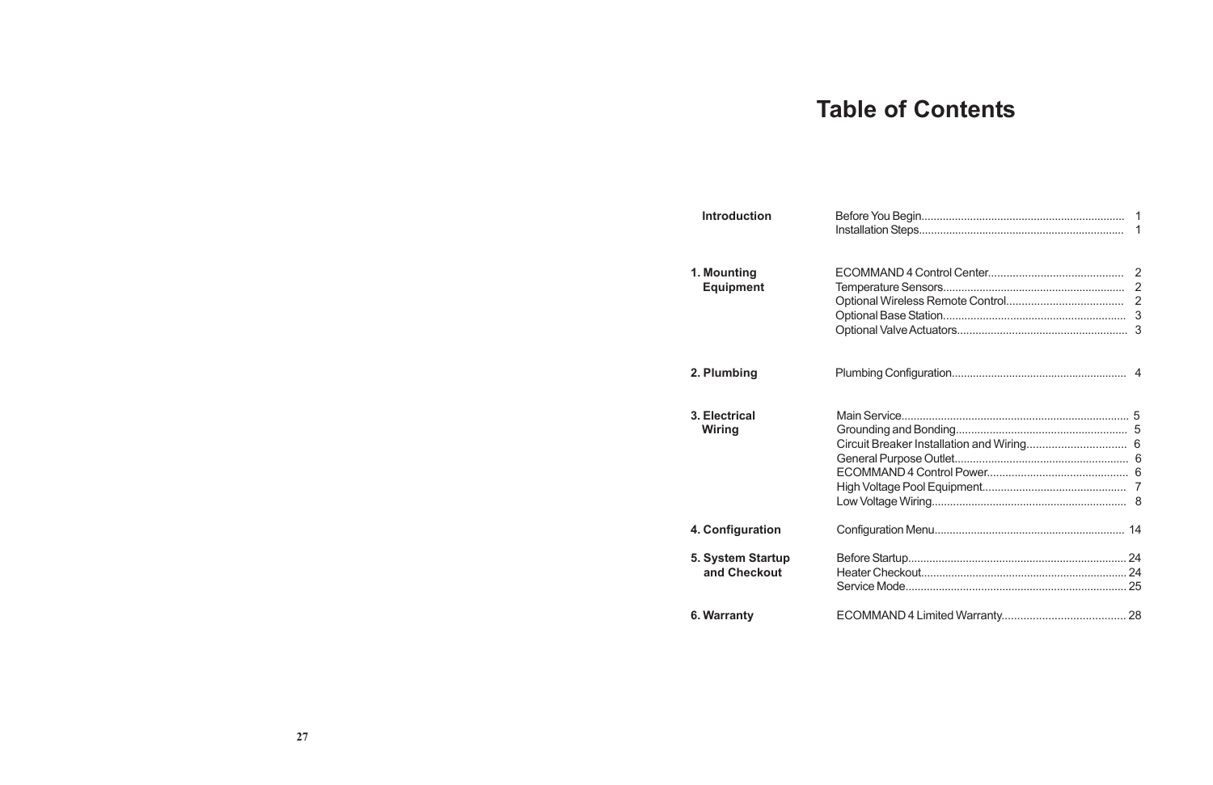# Table of Contents

| | | |
|---|---|---|
| **Introduction** | Before You Begin | 1 |
| | Installation Steps | 1 |
| **1. Mounting Equipment** | ECOMMAND 4 Control Center | 2 |
| | Temperature Sensors | 2 |
| | Optional Wireless Remote Control | 2 |
| | Optional Base Station | 3 |
| | Optional Valve Actuators | 3 |
| **2. Plumbing** | Plumbing Configuration | 4 |
| **3. Electrical Wiring** | Main Service | 5 |
| | Grounding and Bonding | 5 |
| | Circuit Breaker Installation and Wiring | 6 |
| | General Purpose Outlet | 6 |
| | ECOMMAND 4 Control Power | 6 |
| | High Voltage Pool Equipment | 7 |
| | Low Voltage Wiring | 8 |
| **4. Configuration** | Configuration Menu | 14 |
| **5. System Startup and Checkout** | Before Startup | 24 |
| | Heater Checkout | 24 |
| | Service Mode | 25 |
| **6. Warranty** | ECOMMAND 4 Limited Warranty | 28 |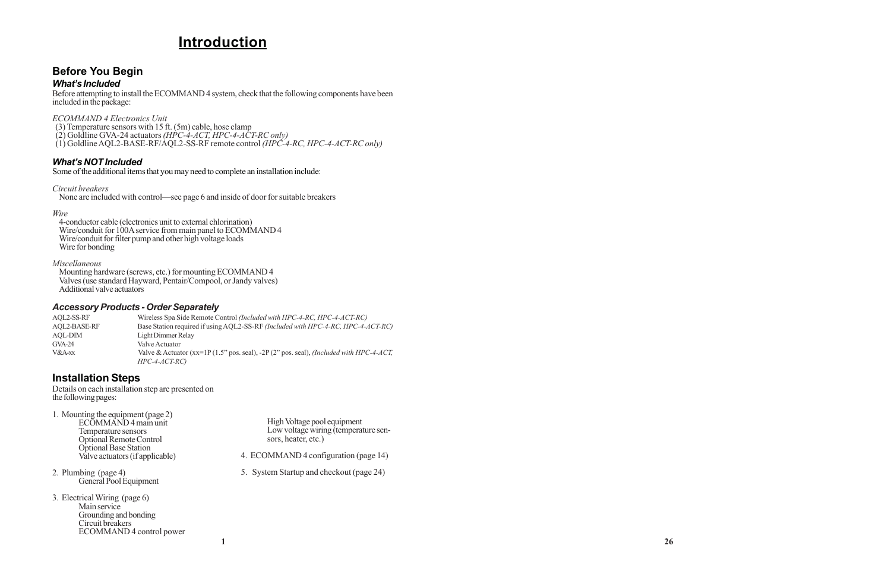# Introduction

## Before You Begin

### *What's Included*

Before attempting to install the ECOMMAND 4 system, check that the following components have been included in the package:

*ECOMMAND 4 Electronics Unit*
(3) Temperature sensors with 15 ft. (5m) cable, hose clamp
(2) Goldline GVA-24 actuators *(HPC-4-ACT, HPC-4-ACT-RC only)*
(1) Goldline AQL2-BASE-RF/AQL2-SS-RF remote control *(HPC-4-RC, HPC-4-ACT-RC only)*

### *What's NOT Included*

Some of the additional items that you may need to complete an installation include:

*Circuit breakers*
None are included with control—see page 6 and inside of door for suitable breakers

*Wire*
4-conductor cable (electronics unit to external chlorination)
Wire/conduit for 100A service from main panel to ECOMMAND 4
Wire/conduit for filter pump and other high voltage loads
Wire for bonding

*Miscellaneous*
Mounting hardware (screws, etc.) for mounting ECOMMAND 4
Valves (use standard Hayward, Pentair/Compool, or Jandy valves)
Additional valve actuators

### *Accessory Products - Order Separately*

| | |
|---|---|
| AQL2-SS-RF | Wireless Spa Side Remote Control *(Included with HPC-4-RC, HPC-4-ACT-RC)* |
| AQL2-BASE-RF | Base Station required if using AQL2-SS-RF *(Included with HPC-4-RC, HPC-4-ACT-RC)* |
| AQL-DIM | Light Dimmer Relay |
| GVA-24 | Valve Actuator |
| V&A-xx | Valve & Actuator (xx=1P (1.5" pos. seal), -2P (2" pos. seal), *(Included with HPC-4-ACT, HPC-4-ACT-RC)* |

## Installation Steps

Details on each installation step are presented on the following pages:

1. Mounting the equipment (page 2)
   - ECOMMAND 4 main unit
   - Temperature sensors
   - Optional Remote Control
   - Optional Base Station
   - Valve actuators (if applicable)
2. Plumbing (page 4)
   - General Pool Equipment
3. Electrical Wiring (page 6)
   - Main service
   - Grounding and bonding
   - Circuit breakers
   - ECOMMAND 4 control power
   - High Voltage pool equipment
   - Low voltage wiring (temperature sensors, heater, etc.)
4. ECOMMAND 4 configuration (page 14)
5. System Startup and checkout (page 24)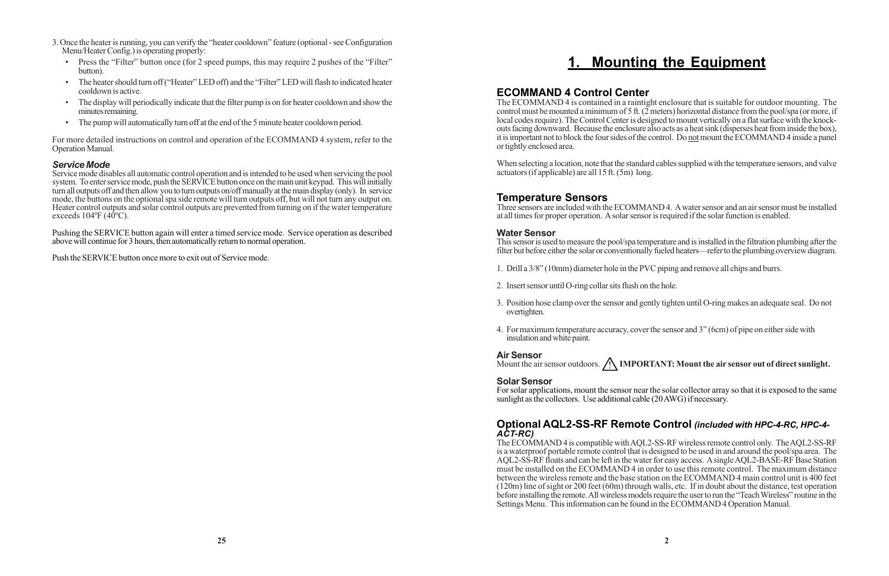3. Once the heater is running, you can verify the "heater cooldown" feature (optional - see Configuration Menu/Heater Config.) is operating properly:
   - Press the "Filter" button once (for 2 speed pumps, this may require 2 pushes of the "Filter" button).
   - The heater should turn off ("Heater" LED off) and the "Filter" LED will flash to indicated heater cooldown is active.
   - The display will periodically indicate that the filter pump is on for heater cooldown and show the minutes remaining.
   - The pump will automatically turn off at the end of the 5 minute heater cooldown period.

For more detailed instructions on control and operation of the ECOMMAND 4 system, refer to the Operation Manual.

### *Service Mode*

Service mode disables all automatic control operation and is intended to be used when servicing the pool system. To enter service mode, push the SERVICE button once on the main unit keypad. This will initially turn all outputs off and then allow you to turn outputs on/off manually at the main display (only). In service mode, the buttons on the optional spa side remote will turn outputs off, but will not turn any output on. Heater control outputs and solar control outputs are prevented from turning on if the water temperature exceeds 104ºF (40ºC).

Pushing the SERVICE button again will enter a timed service mode. Service operation as described above will continue for 3 hours, then automatically return to normal operation.

Push the SERVICE button once more to exit out of Service mode.

# 1. Mounting the Equipment

## ECOMMAND 4 Control Center

The ECOMMAND 4 is contained in a raintight enclosure that is suitable for outdoor mounting. The control must be mounted a minimum of 5 ft. (2 meters) horizontal distance from the pool/spa (or more, if local codes require). The Control Center is designed to mount vertically on a flat surface with the knock-outs facing downward. Because the enclosure also acts as a heat sink (disperses heat from inside the box), it is important not to block the four sides of the control. Do not mount the ECOMMAND 4 inside a panel or tightly enclosed area.

When selecting a location, note that the standard cables supplied with the temperature sensors, and valve actuators (if applicable) are all 15 ft. (5m) long.

## Temperature Sensors

Three sensors are included with the ECOMMAND 4. A water sensor and an air sensor must be installed at all times for proper operation. A solar sensor is required if the solar function is enabled.

### Water Sensor

This sensor is used to measure the pool/spa temperature and is installed in the filtration plumbing after the filter but before either the solar or conventionally fueled heaters—refer to the plumbing overview diagram.

1. Drill a 3/8" (10mm) diameter hole in the PVC piping and remove all chips and burrs.

2. Insert sensor until O-ring collar sits flush on the hole.

3. Position hose clamp over the sensor and gently tighten until O-ring makes an adequate seal. Do not overtighten.

4. For maximum temperature accuracy, cover the sensor and 3" (6cm) of pipe on either side with insulation and white paint.

### Air Sensor

Mount the air sensor outdoors. ⚠ **IMPORTANT: Mount the air sensor out of direct sunlight.**

### Solar Sensor

For solar applications, mount the sensor near the solar collector array so that it is exposed to the same sunlight as the collectors. Use additional cable (20 AWG) if necessary.

## Optional AQL2-SS-RF Remote Control *(included with HPC-4-RC, HPC-4-ACT-RC)*

The ECOMMAND 4 is compatible with AQL2-SS-RF wireless remote control only. The AQL2-SS-RF is a waterproof portable remote control that is designed to be used in and around the pool/spa area. The AQL2-SS-RF floats and can be left in the water for easy access. A single AQL2-BASE-RF Base Station must be installed on the ECOMMAND 4 in order to use this remote control. The maximum distance between the wireless remote and the base station on the ECOMMAND 4 main control unit is 400 feet (120m) line of sight or 200 feet (60m) through walls, etc. If in doubt about the distance, test operation before installing the remote. All wireless models require the user to run the "Teach Wireless" routine in the Settings Menu. This information can be found in the ECOMMAND 4 Operation Manual.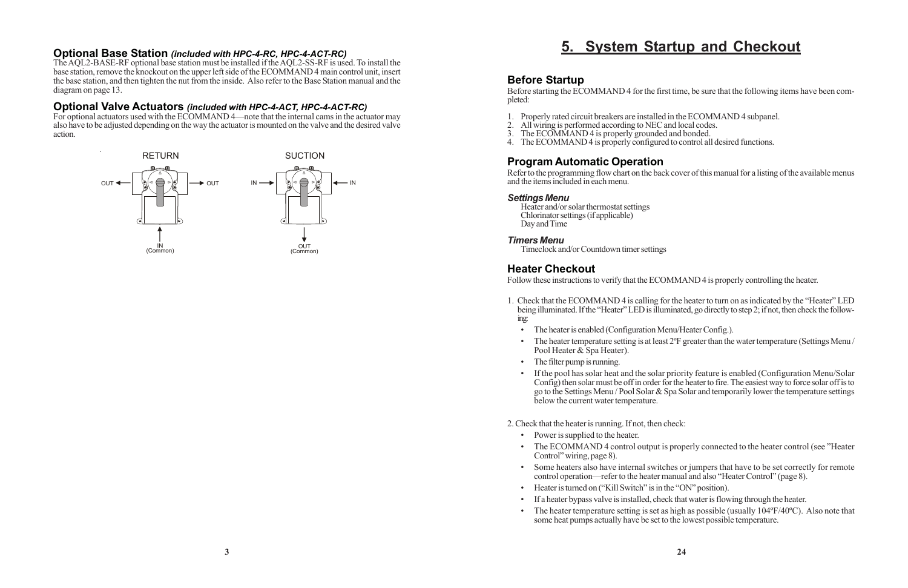### Optional Base Station *(included with HPC-4-RC, HPC-4-ACT-RC)*

The AQL2-BASE-RF optional base station must be installed if the AQL2-SS-RF is used. To install the base station, remove the knockout on the upper left side of the ECOMMAND 4 main control unit, insert the base station, and then tighten the nut from the inside. Also refer to the Base Station manual and the diagram on page 13.

### Optional Valve Actuators *(included with HPC-4-ACT, HPC-4-ACT-RC)*

For optional actuators used with the ECOMMAND 4—note that the internal cams in the actuator may also have to be adjusted depending on the way the actuator is mounted on the valve and the desired valve action.

RETURN — OUT ← → OUT, ↑ IN (Common)

SUCTION — IN → ← IN, ↓ OUT (Common)

# 5. System Startup and Checkout

## Before Startup

Before starting the ECOMMAND 4 for the first time, be sure that the following items have been completed:

1. Properly rated circuit breakers are installed in the ECOMMAND 4 subpanel.
2. All wiring is performed according to NEC and local codes.
3. The ECOMMAND 4 is properly grounded and bonded.
4. The ECOMMAND 4 is properly configured to control all desired functions.

## Program Automatic Operation

Refer to the programming flow chart on the back cover of this manual for a listing of the available menus and the items included in each menu.

### *Settings Menu*

Heater and/or solar thermostat settings
Chlorinator settings (if applicable)
Day and Time

### *Timers Menu*

Timeclock and/or Countdown timer settings

## Heater Checkout

Follow these instructions to verify that the ECOMMAND 4 is properly controlling the heater.

1. Check that the ECOMMAND 4 is calling for the heater to turn on as indicated by the "Heater" LED being illuminated. If the "Heater" LED is illuminated, go directly to step 2; if not, then check the following:
   - The heater is enabled (Configuration Menu/Heater Config.).
   - The heater temperature setting is at least 2ºF greater than the water temperature (Settings Menu / Pool Heater & Spa Heater).
   - The filter pump is running.
   - If the pool has solar heat and the solar priority feature is enabled (Configuration Menu/Solar Config) then solar must be off in order for the heater to fire. The easiest way to force solar off is to go to the Settings Menu / Pool Solar & Spa Solar and temporarily lower the temperature settings below the current water temperature.

2. Check that the heater is running. If not, then check:
   - Power is supplied to the heater.
   - The ECOMMAND 4 control output is properly connected to the heater control (see "Heater Control" wiring, page 8).
   - Some heaters also have internal switches or jumpers that have to be set correctly for remote control operation—refer to the heater manual and also "Heater Control" (page 8).
   - Heater is turned on ("Kill Switch" is in the "ON" position).
   - If a heater bypass valve is installed, check that water is flowing through the heater.
   - The heater temperature setting is set as high as possible (usually 104ºF/40ºC). Also note that some heat pumps actually have be set to the lowest possible temperature.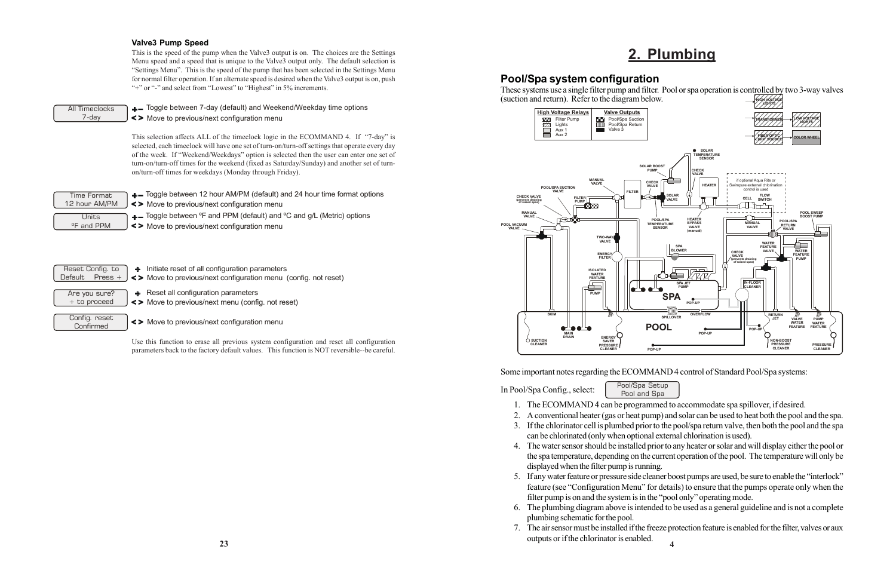### Valve3 Pump Speed

This is the speed of the pump when the Valve3 output is on. The choices are the Settings Menu speed and a speed that is unique to the Valve3 output only. The default selection is "Settings Menu". This is the speed of the pump that has been selected in the Settings Menu for normal filter operation. If an alternate speed is desired when the Valve3 output is on, push "+" or "-" and select from "Lowest" to "Highest" in 5% increments.

```
All Timeclocks
7-day
```

+– Toggle between 7-day (default) and Weekend/Weekday time options
< > Move to previous/next configuration menu

This selection affects ALL of the timeclock logic in the ECOMMAND 4. If "7-day" is selected, each timeclock will have one set of turn-on/turn-off settings that operate every day of the week. If "Weekend/Weekdays" option is selected then the user can enter one set of turn-on/turn-off times for the weekend (fixed as Saturday/Sunday) and another set of turn-on/turn-off times for weekdays (Monday through Friday).

```
Time Format
12 hour AM/PM
```

+– Toggle between 12 hour AM/PM (default) and 24 hour time format options
< > Move to previous/next configuration menu

```
Units
ºF and PPM
```

+– Toggle between ºF and PPM (default) and ºC and g/L (Metric) options
< > Move to previous/next configuration menu

```
Reset Config. to
Default    Press +
```

+ Initiate reset of all configuration parameters
< > Move to previous/next configuration menu (config. not reset)

```
Are you sure?
+ to proceed
```

+ Reset all configuration parameters
< > Move to previous/next menu (config. not reset)

```
Config. reset
Confirmed
```

< > Move to previous/next configuration menu

Use this function to erase all previous system configuration and reset all configuration parameters back to the factory default values. This function is NOT reversible--be careful.

# 2. Plumbing

## Pool/Spa system configuration

These systems use a single filter pump and filter. Pool or spa operation is controlled by two 3-way valves (suction and return). Refer to the diagram below.

Some important notes regarding the ECOMMAND 4 control of Standard Pool/Spa systems:

In Pool/Spa Config., select:

```
Pool/Spa Setup
Pool and Spa
```

1. The ECOMMAND 4 can be programmed to accommodate spa spillover, if desired.
2. A conventional heater (gas or heat pump) and solar can be used to heat both the pool and the spa.
3. If the chlorinator cell is plumbed prior to the pool/spa return valve, then both the pool and the spa can be chlorinated (only when optional external chlorination is used).
4. The water sensor should be installed prior to any heater or solar and will display either the pool or the spa temperature, depending on the current operation of the pool. The temperature will only be displayed when the filter pump is running.
5. If any water feature or pressure side cleaner boost pumps are used, be sure to enable the "interlock" feature (see "Configuration Menu" for details) to ensure that the pumps operate only when the filter pump is on and the system is in the "pool only" operating mode.
6. The plumbing diagram above is intended to be used as a general guideline and is not a complete plumbing schematic for the pool.
7. The air sensor must be installed if the freeze protection feature is enabled for the filter, valves or aux outputs or if the chlorinator is enabled.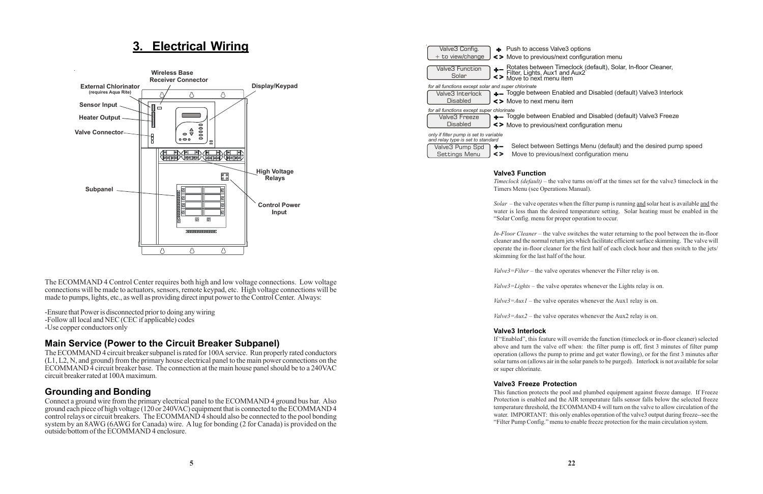# 3. Electrical Wiring

External Chlorinator (requires Aqua Rite)

Sensor Input

Heater Output

Valve Connector

Wireless Base Receiver Connector

Display/Keypad

High Voltage Relays

Control Power Input

Subpanel

The ECOMMAND 4 Control Center requires both high and low voltage connections. Low voltage connections will be made to actuators, sensors, remote keypad, etc. High voltage connections will be made to pumps, lights, etc., as well as providing direct input power to the Control Center. Always:

-Ensure that Power is disconnected prior to doing any wiring
-Follow all local and NEC (CEC if applicable) codes
-Use copper conductors only

## Main Service (Power to the Circuit Breaker Subpanel)

The ECOMMAND 4 circuit breaker subpanel is rated for 100A service. Run properly rated conductors (L1, L2, N, and ground) from the primary house electrical panel to the main power connections on the ECOMMAND 4 circuit breaker base. The connection at the main house panel should be to a 240VAC circuit breaker rated at 100A maximum.

## Grounding and Bonding

Connect a ground wire from the primary electrical panel to the ECOMMAND 4 ground bus bar. Also ground each piece of high voltage (120 or 240VAC) equipment that is connected to the ECOMMAND 4 control relays or circuit breakers. The ECOMMAND 4 should also be connected to the pool bonding system by an 8AWG (6AWG for Canada) wire. A lug for bonding (2 for Canada) is provided on the outside/bottom of the ECOMMAND 4 enclosure.

| Display | Keys | Action |
|---|---|---|
| Valve3 Config. / + to view/change | + | Push to access Valve3 options |
| | < > | Move to previous/next configuration menu |
| Valve3 Function / Solar | +− | Rotates between Timeclock (default), Solar, In-floor Cleaner, Filter, Lights, Aux1 and Aux2 |
| | < > | Move to next menu item |
| *for all functions except solar and super chlorinate* Valve3 Interlock / Disabled | +− | Toggle between Enabled and Disabled (default) Valve3 Interlock |
| | < > | Move to next menu item |
| *for all functions except super chlorinate* Valve3 Freeze / Disabled | +− | Toggle between Enabled and Disabled (default) Valve3 Freeze |
| | < > | Move to previous/next configuration menu |
| *only if filter pump is set to variable and relay type is set to standard* Valve3 Pump Spd / Settings Menu | +− | Select between Settings Menu (default) and the desired pump speed |
| | < > | Move to previous/next configuration menu |

### Valve3 Function

*Timeclock (default)* – the valve turns on/off at the times set for the valve3 timeclock in the Timers Menu (see Operations Manual).

*Solar* – the valve operates when the filter pump is running and solar heat is available and the water is less than the desired temperature setting. Solar heating must be enabled in the "Solar Config. menu for proper operation to occur.

*In-Floor Cleaner* – the valve switches the water returning to the pool between the in-floor cleaner and the normal return jets which facilitate efficient surface skimming. The valve will operate the in-floor cleaner for the first half of each clock hour and then switch to the jets/skimming for the last half of the hour.

*Valve3=Filter* – the valve operates whenever the Filter relay is on.

*Valve3=Lights* – the valve operates whenever the Lights relay is on.

*Valve3=Aux1* – the valve operates whenever the Aux1 relay is on.

*Valve3=Aux2* – the valve operates whenever the Aux2 relay is on.

### Valve3 Interlock

If "Enabled", this feature will override the function (timeclock or in-floor cleaner) selected above and turn the valve off when: the filter pump is off, first 3 minutes of filter pump operation (allows the pump to prime and get water flowing), or for the first 3 minutes after solar turns on (allows air in the solar panels to be purged). Interlock is not available for solar or super chlorinate.

### Valve3 Freeze Protection

This function protects the pool and plumbed equipment against freeze damage. If Freeze Protection is enabled and the AIR temperature falls sensor falls below the selected freeze temperature threshold, the ECOMMAND 4 will turn on the valve to allow circulation of the water. IMPORTANT: this only enables operation of the valve3 output during freezing--see the "Filter Pump Config." menu to enable freeze protection for the main circulation system.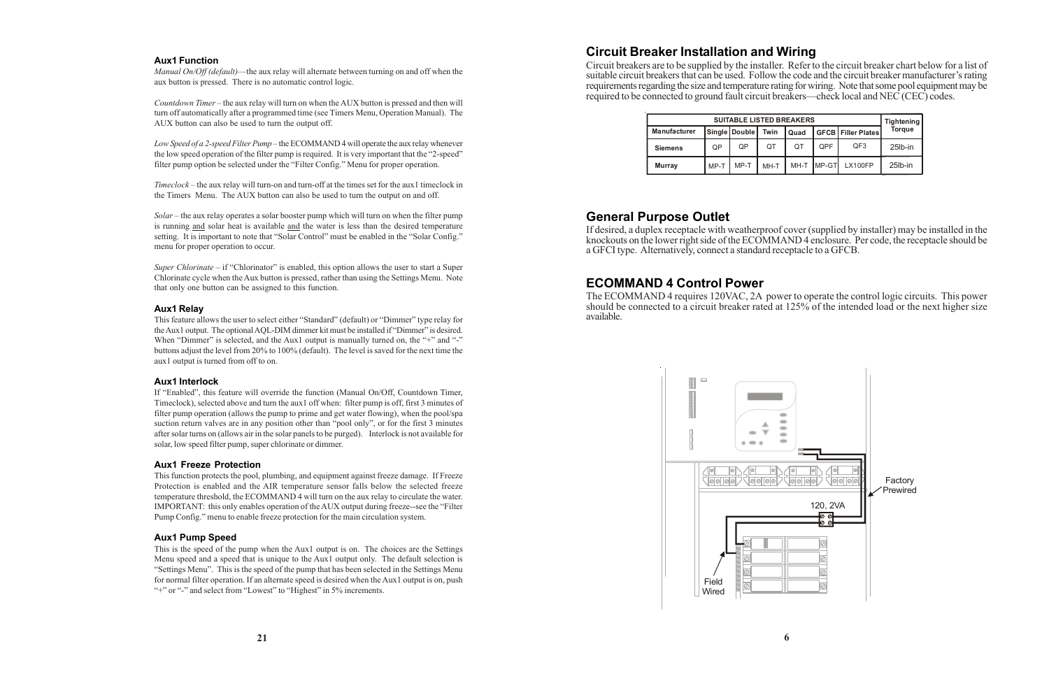### Aux1 Function

*Manual On/Off (default)*—the aux relay will alternate between turning on and off when the aux button is pressed. There is no automatic control logic.

*Countdown Timer* – the aux relay will turn on when the AUX button is pressed and then will turn off automatically after a programmed time (see Timers Menu, Operation Manual). The AUX button can also be used to turn the output off.

*Low Speed of a 2-speed Filter Pump* – the ECOMMAND 4 will operate the aux relay whenever the low speed operation of the filter pump is required. It is very important that the "2-speed" filter pump option be selected under the "Filter Config." Menu for proper operation.

*Timeclock* – the aux relay will turn-on and turn-off at the times set for the aux1 timeclock in the Timers Menu. The AUX button can also be used to turn the output on and off.

*Solar* – the aux relay operates a solar booster pump which will turn on when the filter pump is running and solar heat is available and the water is less than the desired temperature setting. It is important to note that "Solar Control" must be enabled in the "Solar Config." menu for proper operation to occur.

*Super Chlorinate* – if "Chlorinator" is enabled, this option allows the user to start a Super Chlorinate cycle when the Aux button is pressed, rather than using the Settings Menu. Note that only one button can be assigned to this function.

### Aux1 Relay

This feature allows the user to select either "Standard" (default) or "Dimmer" type relay for the Aux1 output. The optional AQL-DIM dimmer kit must be installed if "Dimmer" is desired. When "Dimmer" is selected, and the Aux1 output is manually turned on, the "+" and "-" buttons adjust the level from 20% to 100% (default). The level is saved for the next time the aux1 output is turned from off to on.

### Aux1 Interlock

If "Enabled", this feature will override the function (Manual On/Off, Countdown Timer, Timeclock), selected above and turn the aux1 off when: filter pump is off, first 3 minutes of filter pump operation (allows the pump to prime and get water flowing), when the pool/spa suction return valves are in any position other than "pool only", or for the first 3 minutes after solar turns on (allows air in the solar panels to be purged). Interlock is not available for solar, low speed filter pump, super chlorinate or dimmer.

### Aux1 Freeze Protection

This function protects the pool, plumbing, and equipment against freeze damage. If Freeze Protection is enabled and the AIR temperature sensor falls below the selected freeze temperature threshold, the ECOMMAND 4 will turn on the aux relay to circulate the water. IMPORTANT: this only enables operation of the AUX output during freeze--see the "Filter Pump Config." menu to enable freeze protection for the main circulation system.

### Aux1 Pump Speed

This is the speed of the pump when the Aux1 output is on. The choices are the Settings Menu speed and a speed that is unique to the Aux1 output only. The default selection is "Settings Menu". This is the speed of the pump that has been selected in the Settings Menu for normal filter operation. If an alternate speed is desired when the Aux1 output is on, push "+" or "-" and select from "Lowest" to "Highest" in 5% increments.

## Circuit Breaker Installation and Wiring

Circuit breakers are to be supplied by the installer. Refer to the circuit breaker chart below for a list of suitable circuit breakers that can be used. Follow the code and the circuit breaker manufacturer's rating requirements regarding the size and temperature rating for wiring. Note that some pool equipment may be required to be connected to ground fault circuit breakers—check local and NEC (CEC) codes.

| SUITABLE LISTED BREAKERS | | | | | | | Tightening Torque |
|---|---|---|---|---|---|---|---|
| Manufacturer | Single | Double | Twin | Quad | GFCB | Filler Plates | |
| Siemens | QP | QP | QT | QT | QPF | QF3 | 25lb-in |
| Murray | MP-T | MP-T | MH-T | MH-T | MP-GT | LX100FP | 25lb-in |

## General Purpose Outlet

If desired, a duplex receptacle with weatherproof cover (supplied by installer) may be installed in the knockouts on the lower right side of the ECOMMAND 4 enclosure. Per code, the receptacle should be a GFCI type. Alternatively, connect a standard receptacle to a GFCB.

## ECOMMAND 4 Control Power

The ECOMMAND 4 requires 120VAC, 2A power to operate the control logic circuits. This power should be connected to a circuit breaker rated at 125% of the intended load or the next higher size available.

Factory Prewired

120, 2VA

Field Wired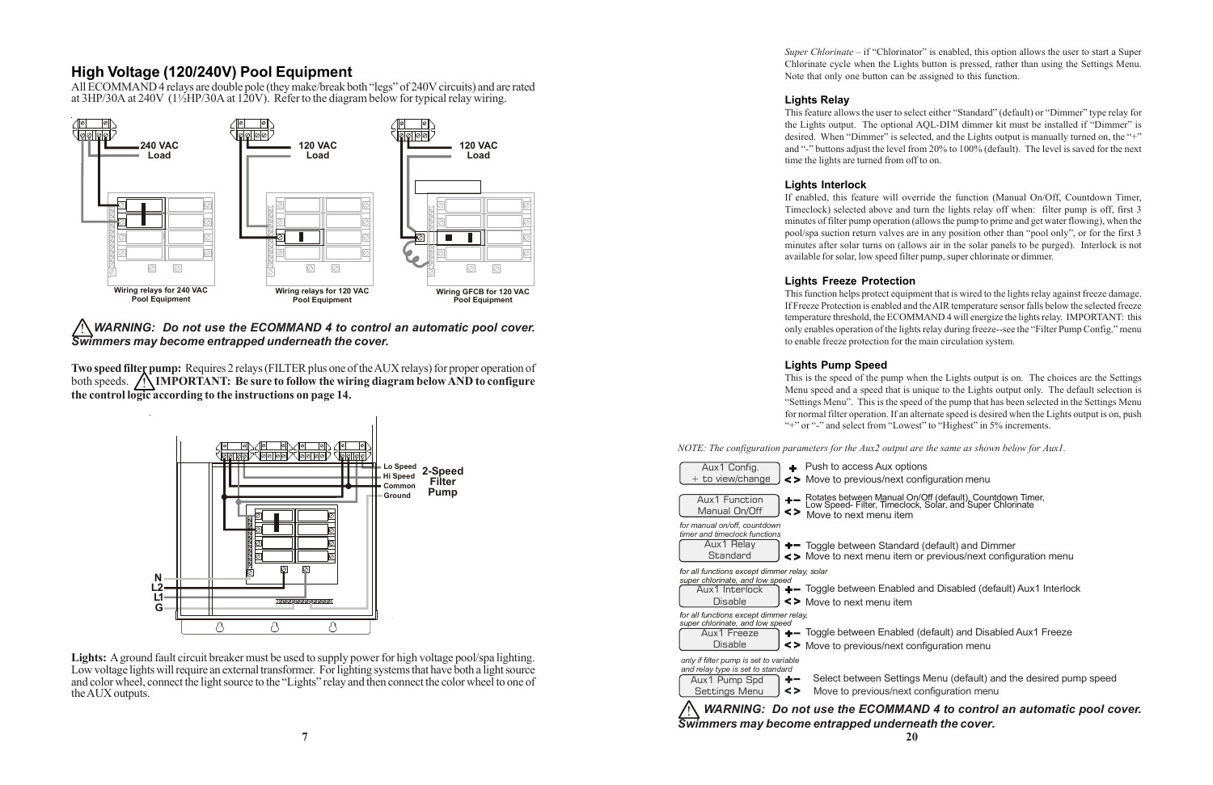## High Voltage (120/240V) Pool Equipment

All ECOMMAND 4 relays are double pole (they make/break both "legs" of 240V circuits) and are rated at 3HP/30A at 240V (1½HP/30A at 120V). Refer to the diagram below for typical relay wiring.

240 VAC Load

120 VAC Load

120 VAC Load

Wiring relays for 240 VAC Pool Equipment

Wiring relays for 120 VAC Pool Equipment

Wiring GFCB for 120 VAC Pool Equipment

***WARNING: Do not use the ECOMMAND 4 to control an automatic pool cover. Swimmers may become entrapped underneath the cover.***

**Two speed filter pump:** Requires 2 relays (FILTER plus one of the AUX relays) for proper operation of both speeds. **IMPORTANT: Be sure to follow the wiring diagram below AND to configure the control logic according to the instructions on page 14.**

Lo Speed
Hi Speed
Common
Ground

2-Speed Filter Pump

N
L2
L1
G

**Lights:** A ground fault circuit breaker must be used to supply power for high voltage pool/spa lighting. Low voltage lights will require an external transformer. For lighting systems that have both a light source and color wheel, connect the light source to the "Lights" relay and then connect the color wheel to one of the AUX outputs.

*Super Chlorinate* – if "Chlorinator" is enabled, this option allows the user to start a Super Chlorinate cycle when the Lights button is pressed, rather than using the Settings Menu. Note that only one button can be assigned to this function.

### Lights Relay

This feature allows the user to select either "Standard" (default) or "Dimmer" type relay for the Lights output. The optional AQL-DIM dimmer kit must be installed if "Dimmer" is desired. When "Dimmer" is selected, and the Lights output is manually turned on, the "+" and "-" buttons adjust the level from 20% to 100% (default). The level is saved for the next time the lights are turned from off to on.

### Lights Interlock

If enabled, this feature will override the function (Manual On/Off, Countdown Timer, Timeclock) selected above and turn the lights relay off when: filter pump is off, first 3 minutes of filter pump operation (allows the pump to prime and get water flowing), when the pool/spa suction return valves are in any position other than "pool only", or for the first 3 minutes after solar turns on (allows air in the solar panels to be purged). Interlock is not available for solar, low speed filter pump, super chlorinate or dimmer.

### Lights Freeze Protection

This function helps protect equipment that is wired to the lights relay against freeze damage. If Freeze Protection is enabled and the AIR temperature sensor falls below the selected freeze temperature threshold, the ECOMMAND 4 will energize the lights relay. IMPORTANT: This only enables operation of the lights relay during freeze--see the "Filter Pump Config." menu to enable freeze protection for the main circulation system.

### Lights Pump Speed

This is the speed of the pump when the Lights output is on. The choices are the Settings Menu speed and a speed that is unique to the Lights output only. The default selection is "Settings Menu". This is the speed of the pump that has been selected in the Settings Menu for normal filter operation. If an alternate speed is desired when the Lights output is on, push "+" or "-" and select from "Lowest" to "Highest" in 5% increments.

*NOTE: The configuration parameters for the Aux2 output are the same as shown below for Aux1.*

| Display | Buttons / Action |
|---|---|
| Aux1 Config. / + to view/change | + Push to access Aux options; < > Move to previous/next configuration menu |
| Aux1 Function / Manual On/Off | +– Rotates between Manual On/Off (default), Countdown Timer, Low Speed- Filter, Timeclock, Solar, and Super Chlorinate; < > Move to next menu item |
| *for manual on/off, countdown timer and timeclock functions* — Aux1 Relay / Standard | +– Toggle between Standard (default) and Dimmer; < > Move to next menu item or previous/next configuration menu |
| *for all functions except dimmer relay, solar super chlorinate, and low speed* — Aux1 Interlock / Disable | +– Toggle between Enabled and Disabled (default) Aux1 Interlock; < > Move to next menu item |
| *for all functions except dimmer relay, super chlorinate, and low speed* — Aux1 Freeze / Disable | +– Toggle between Enabled (default) and Disabled Aux1 Freeze; < > Move to previous/next configuration menu |
| *only if filter pump is set to variable and relay type is set to standard* — Aux1 Pump Spd / Settings Menu | +– Select between Settings Menu (default) and the desired pump speed; < > Move to previous/next configuration menu |

***WARNING: Do not use the ECOMMAND 4 to control an automatic pool cover. Swimmers may become entrapped underneath the cover.***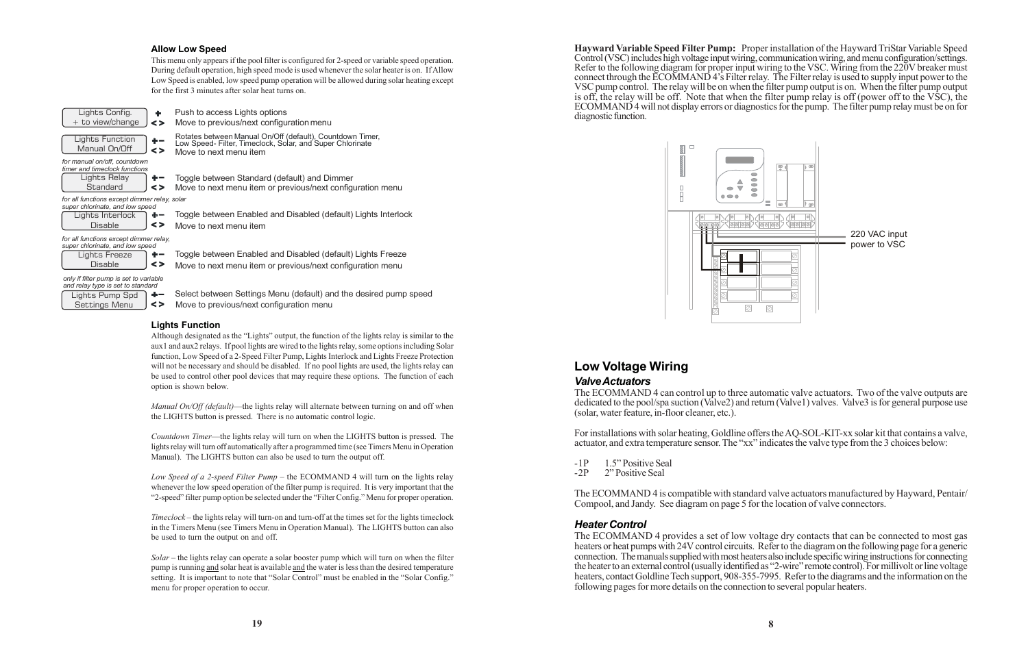### Allow Low Speed

This menu only appears if the pool filter is configured for 2-speed or variable speed operation. During default operation, high speed mode is used whenever the solar heater is on. If Allow Low Speed is enabled, low speed pump operation will be allowed during solar heating except for the first 3 minutes after solar heat turns on.

| Display | Button | Action |
|---|---|---|
| Lights Config. + to view/change | + | Push to access Lights options |
| | < > | Move to previous/next configuration menu |
| Lights Function Manual On/Off | + – | Rotates between Manual On/Off (default), Countdown Timer, Low Speed- Filter, Timeclock, Solar, and Super Chlorinate |
| | < > | Move to next menu item |
| *for manual on/off, countdown timer and timeclock functions* Lights Relay Standard | + – | Toggle between Standard (default) and Dimmer |
| | < > | Move to next menu item or previous/next configuration menu |
| *for all functions except dimmer relay, solar super chlorinate, and low speed* Lights Interlock Disable | + – | Toggle between Enabled and Disabled (default) Lights Interlock |
| | < > | Move to next menu item |
| *for all functions except dimmer relay, super chlorinate, and low speed* Lights Freeze Disable | + – | Toggle between Enabled and Disabled (default) Lights Freeze |
| | < > | Move to next menu item or previous/next configuration menu |
| *only if filter pump is set to variable and relay type is set to standard* Lights Pump Spd Settings Menu | + – | Select between Settings Menu (default) and the desired pump speed |
| | < > | Move to previous/next configuration menu |

### Lights Function

Although designated as the "Lights" output, the function of the lights relay is similar to the aux1 and aux2 relays. If pool lights are wired to the lights relay, some options including Solar function, Low Speed of a 2-Speed Filter Pump, Lights Interlock and Lights Freeze Protection will not be necessary and should be disabled. If no pool lights are used, the lights relay can be used to control other pool devices that may require these options. The function of each option is shown below.

*Manual On/Off (default)*—the lights relay will alternate between turning on and off when the LIGHTS button is pressed. There is no automatic control logic.

*Countdown Timer*—the lights relay will turn on when the LIGHTS button is pressed. The lights relay will turn off automatically after a programmed time (see Timers Menu in Operation Manual). The LIGHTS button can also be used to turn the output off.

*Low Speed of a 2-speed Filter Pump* – the ECOMMAND 4 will turn on the lights relay whenever the low speed operation of the filter pump is required. It is very important that the "2-speed" filter pump option be selected under the "Filter Config." Menu for proper operation.

*Timeclock* – the lights relay will turn-on and turn-off at the times set for the lights timeclock in the Timers Menu (see Timers Menu in Operation Manual). The LIGHTS button can also be used to turn the output on and off.

*Solar* – the lights relay can operate a solar booster pump which will turn on when the filter pump is running and solar heat is available and the water is less than the desired temperature setting. It is important to note that "Solar Control" must be enabled in the "Solar Config." menu for proper operation to occur.

**Hayward Variable Speed Filter Pump:** Proper installation of the Hayward TriStar Variable Speed Control (VSC) includes high voltage input wiring, communication wiring, and menu configuration/settings. Refer to the following diagram for proper input wiring to the VSC. Wiring from the 220V breaker must connect through the ECOMMAND 4's Filter relay. The Filter relay is used to supply input power to the VSC pump control. The relay will be on when the filter pump output is on. When the filter pump output is off, the relay will be off. Note that when the filter pump relay is off (power off to the VSC), the ECOMMAND 4 will not display errors or diagnostics for the pump. The filter pump relay must be on for diagnostic function.

220 VAC input power to VSC

## Low Voltage Wiring

### Valve Actuators

The ECOMMAND 4 can control up to three automatic valve actuators. Two of the valve outputs are dedicated to the pool/spa suction (Valve2) and return (Valve1) valves. Valve3 is for general purpose use (solar, water feature, in-floor cleaner, etc.).

For installations with solar heating, Goldline offers the AQ-SOL-KIT-xx solar kit that contains a valve, actuator, and extra temperature sensor. The "xx" indicates the valve type from the 3 choices below:

-1P 1.5" Positive Seal
-2P 2" Positive Seal

The ECOMMAND 4 is compatible with standard valve actuators manufactured by Hayward, Pentair/Compool, and Jandy. See diagram on page 5 for the location of valve connectors.

### Heater Control

The ECOMMAND 4 provides a set of low voltage dry contacts that can be connected to most gas heaters or heat pumps with 24V control circuits. Refer to the diagram on the following page for a generic connection. The manuals supplied with most heaters also include specific wiring instructions for connecting the heater to an external control (usually identified as "2-wire" remote control). For millivolt or line voltage heaters, contact Goldline Tech support, 908-355-7995. Refer to the diagrams and the information on the following pages for more details on the connection to several popular heaters.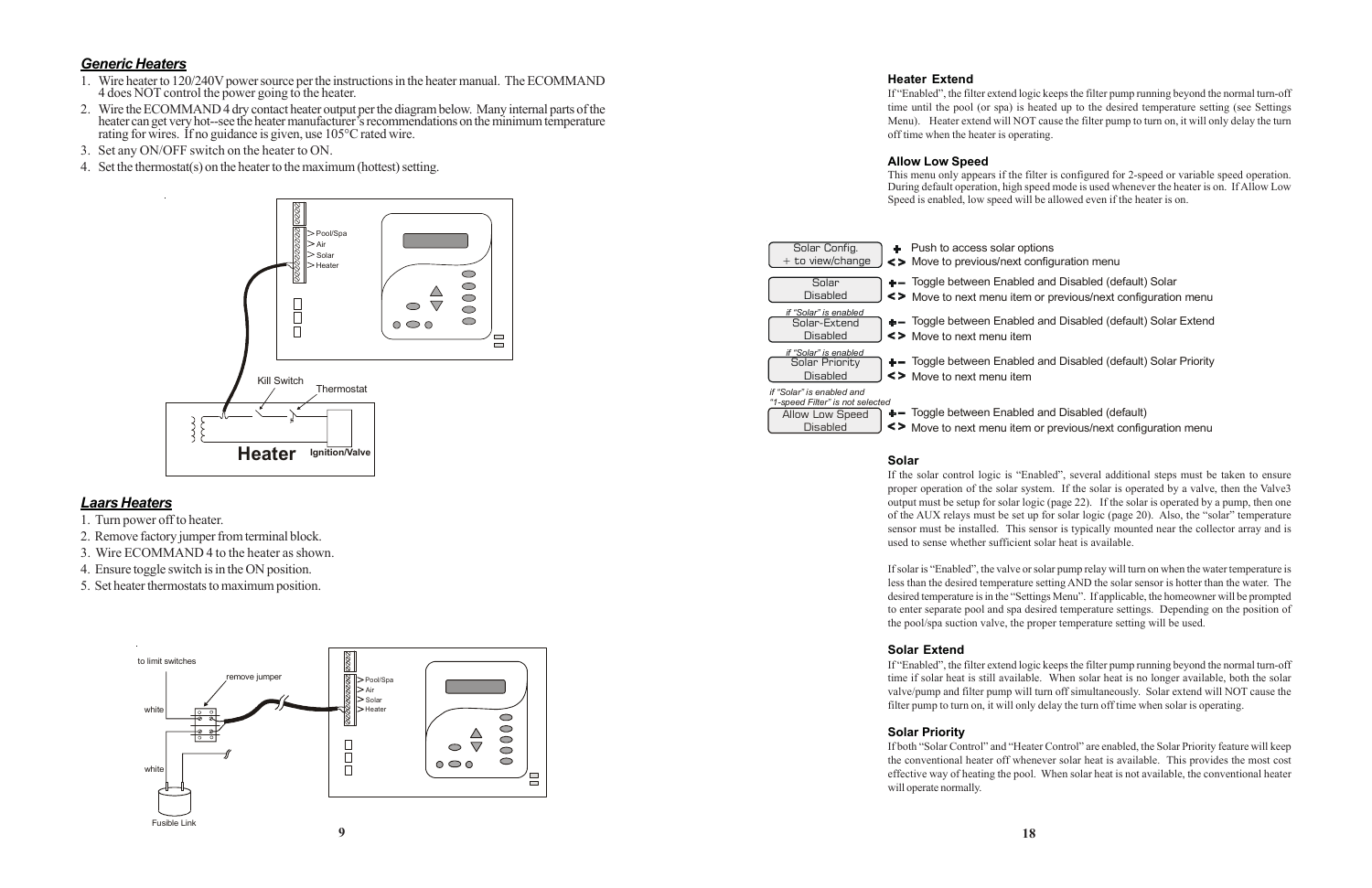## *Generic Heaters*

1. Wire heater to 120/240V power source per the instructions in the heater manual. The ECOMMAND 4 does NOT control the power going to the heater.
2. Wire the ECOMMAND 4 dry contact heater output per the diagram below. Many internal parts of the heater can get very hot--see the heater manufacturer's recommendations on the minimum temperature rating for wires. If no guidance is given, use 105°C rated wire.
3. Set any ON/OFF switch on the heater to ON.
4. Set the thermostat(s) on the heater to the maximum (hottest) setting.

Pool/Spa
Air
Solar
Heater

Kill Switch
Thermostat

Heater
Ignition/Valve

## *Laars Heaters*

1. Turn power off to heater.
2. Remove factory jumper from terminal block.
3. Wire ECOMMAND 4 to the heater as shown.
4. Ensure toggle switch is in the ON position.
5. Set heater thermostats to maximum position.

to limit switches
remove jumper
white
white
Fusible Link

Pool/Spa
Air
Solar
Heater

### Heater Extend

If "Enabled", the filter extend logic keeps the filter pump running beyond the normal turn-off time until the pool (or spa) is heated up to the desired temperature setting (see Settings Menu). Heater extend will NOT cause the filter pump to turn on, it will only delay the turn off time when the heater is operating.

### Allow Low Speed

This menu only appears if the filter is configured for 2-speed or variable speed operation. During default operation, high speed mode is used whenever the heater is on. If Allow Low Speed is enabled, low speed will be allowed even if the heater is on.

| Display | Keys / Action |
|---|---|
| Solar Config. + to view/change | + Push to access solar options<br>< > Move to previous/next configuration menu |
| Solar Disabled | +– Toggle between Enabled and Disabled (default) Solar<br>< > Move to next menu item or previous/next configuration menu |
| *if "Solar" is enabled*<br>Solar-Extend Disabled | +– Toggle between Enabled and Disabled (default) Solar Extend<br>< > Move to next menu item |
| *if "Solar" is enabled*<br>Solar Priority Disabled | +– Toggle between Enabled and Disabled (default) Solar Priority<br>< > Move to next menu item |
| *if "Solar" is enabled and "1-speed Filter" is not selected*<br>Allow Low Speed Disabled | +– Toggle between Enabled and Disabled (default)<br>< > Move to next menu item or previous/next configuration menu |

### Solar

If the solar control logic is "Enabled", several additional steps must be taken to ensure proper operation of the solar system. If the solar is operated by a valve, then the Valve3 output must be setup for solar logic (page 22). If the solar is operated by a pump, then one of the AUX relays must be set up for solar logic (page 20). Also, the "solar" temperature sensor must be installed. This sensor is typically mounted near the collector array and is used to sense whether sufficient solar heat is available.

If solar is "Enabled", the valve or solar pump relay will turn on when the water temperature is less than the desired temperature setting AND the solar sensor is hotter than the water. The desired temperature is in the "Settings Menu". If applicable, the homeowner will be prompted to enter separate pool and spa desired temperature settings. Depending on the position of the pool/spa suction valve, the proper temperature setting will be used.

### Solar Extend

If "Enabled", the filter extend logic keeps the filter pump running beyond the normal turn-off time if solar heat is still available. When solar heat is no longer available, both the solar valve/pump and filter pump will turn off simultaneously. Solar extend will NOT cause the filter pump to turn on, it will only delay the turn off time when solar is operating.

### Solar Priority

If both "Solar Control" and "Heater Control" are enabled, the Solar Priority feature will keep the conventional heater off whenever solar heat is available. This provides the most cost effective way of heating the pool. When solar heat is not available, the conventional heater will operate normally.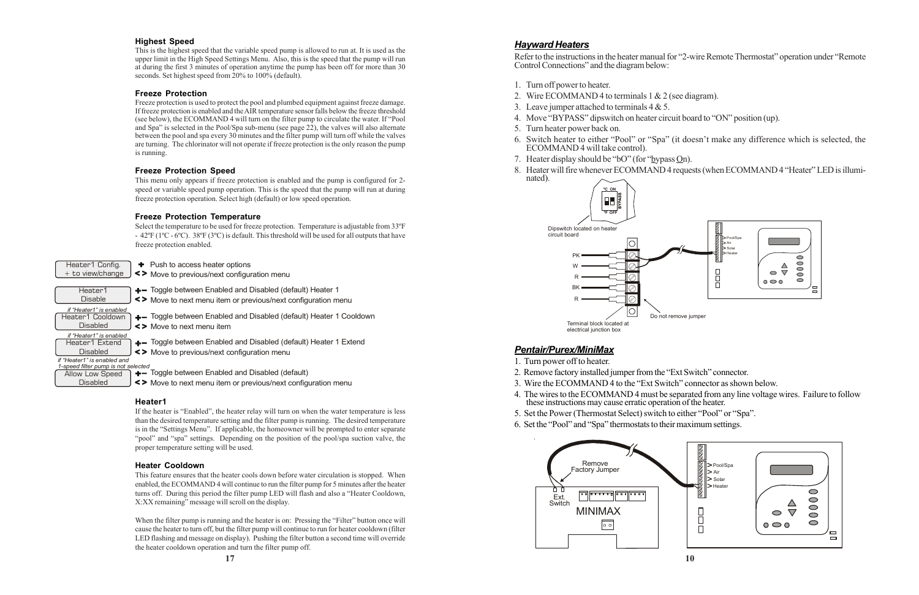### Highest Speed

This is the highest speed that the variable speed pump is allowed to run at. It is used as the upper limit in the High Speed Settings Menu. Also, this is the speed that the pump will run at during the first 3 minutes of operation anytime the pump has been off for more than 30 seconds. Set highest speed from 20% to 100% (default).

### Freeze Protection

Freeze protection is used to protect the pool and plumbed equipment against freeze damage. If freeze protection is enabled and the AIR temperature sensor falls below the freeze threshold (see below), the ECOMMAND 4 will turn on the filter pump to circulate the water. If "Pool and Spa" is selected in the Pool/Spa sub-menu (see page 22), the valves will also alternate between the pool and spa every 30 minutes and the filter pump will turn off while the valves are turning. The chlorinator will not operate if freeze protection is the only reason the pump is running.

### Freeze Protection Speed

This menu only appears if freeze protection is enabled and the pump is configured for 2-speed or variable speed pump operation. This is the speed that the pump will run at during freeze protection operation. Select high (default) or low speed operation.

### Freeze Protection Temperature

Select the temperature to be used for freeze protection. Temperature is adjustable from 33ºF - 42ºF (1ºC - 6ºC). 38ºF (3ºC) is default. This threshold will be used for all outputs that have freeze protection enabled.

| Display | Action |
|---|---|
| Heater1 Config. + to view/change | **+** Push to access heater options<br>**< >** Move to previous/next configuration menu |
| Heater1 Disable | **+−** Toggle between Enabled and Disabled (default) Heater 1<br>**< >** Move to next menu item or previous/next configuration menu |
| *if "Heater1" is enabled*<br>Heater1 Cooldown Disabled | **+−** Toggle between Enabled and Disabled (default) Heater 1 Cooldown<br>**< >** Move to next menu item |
| *if "Heater1" is enabled*<br>Heater1 Extend Disabled | **+−** Toggle between Enabled and Disabled (default) Heater 1 Extend<br>**< >** Move to previous/next configuration menu |
| *if "Heater1" is enabled and 1-speed filter pump is not selected*<br>Allow Low Speed Disabled | **+−** Toggle between Enabled and Disabled (default)<br>**< >** Move to next menu item or previous/next configuration menu |

### Heater1

If the heater is "Enabled", the heater relay will turn on when the water temperature is less than the desired temperature setting and the filter pump is running. The desired temperature is in the "Settings Menu". If applicable, the homeowner will be prompted to enter separate "pool" and "spa" settings. Depending on the position of the pool/spa suction valve, the proper temperature setting will be used.

### Heater Cooldown

This feature ensures that the heater cools down before water circulation is stopped. When enabled, the ECOMMAND 4 will continue to run the filter pump for 5 minutes after the heater turns off. During this period the filter pump LED will flash and also a "Heater Cooldown, X:XX remaining" message will scroll on the display.

When the filter pump is running and the heater is on: Pressing the "Filter" button once will cause the heater to turn off, but the filter pump will continue to run for heater cooldown (filter LED flashing and message on display). Pushing the filter button a second time will override the heater cooldown operation and turn the filter pump off.

## *Hayward Heaters*

Refer to the instructions in the heater manual for "2-wire Remote Thermostat" operation under "Remote Control Connections" and the diagram below:

1. Turn off power to heater.
2. Wire ECOMMAND 4 to terminals 1 & 2 (see diagram).
3. Leave jumper attached to terminals 4 & 5.
4. Move "BYPASS" dipswitch on heater circuit board to "ON" position (up).
5. Turn heater power back on.
6. Switch heater to either "Pool" or "Spa" (it doesn't make any difference which is selected, the ECOMMAND 4 will take control).
7. Heater display should be "bO" (for "bypass On).
8. Heater will fire whenever ECOMMAND 4 requests (when ECOMMAND 4 "Heater" LED is illuminated).

°C ON / °F OFF / BYPASS

Dipswitch located on heater circuit board

PK, W, R, BK, R

Terminal block located at electrical junction box

Do not remove jumper

Pool/Spa, Air, Solar, Heater

## *Pentair/Purex/MiniMax*

1. Turn power off to heater.
2. Remove factory installed jumper from the "Ext Switch" connector.
3. Wire the ECOMMAND 4 to the "Ext Switch" connector as shown below.
4. The wires to the ECOMMAND 4 must be separated from any line voltage wires. Failure to follow these instructions may cause erratic operation of the heater.
5. Set the Power (Thermostat Select) switch to either "Pool" or "Spa".
6. Set the "Pool" and "Spa" thermostats to their maximum settings.

Remove Factory Jumper

Ext. Switch

MINIMAX

Pool/Spa, Air, Solar, Heater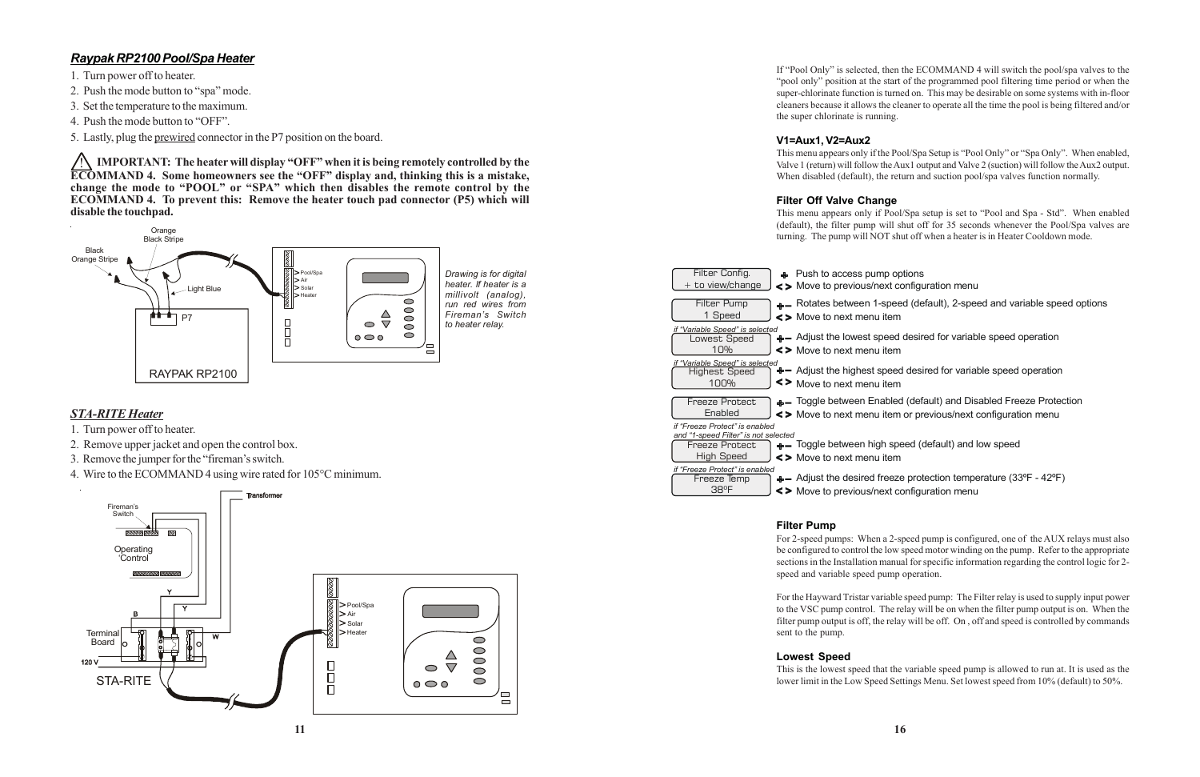### *Raypak RP2100 Pool/Spa Heater*

1. Turn power off to heater.
2. Push the mode button to "spa" mode.
3. Set the temperature to the maximum.
4. Push the mode button to "OFF".
5. Lastly, plug the prewired connector in the P7 position on the board.

**⚠ IMPORTANT: The heater will display "OFF" when it is being remotely controlled by the ECOMMAND 4. Some homeowners see the "OFF" display and, thinking this is a mistake, change the mode to "POOL" or "SPA" which then disables the remote control by the ECOMMAND 4. To prevent this: Remove the heater touch pad connector (P5) which will disable the touchpad.**

Orange Black Stripe
Black Orange Stripe
Light Blue
P7
RAYPAK RP2100
Pool/Spa
Air
Solar
Heater

*Drawing is for digital heater. If heater is a millivolt (analog), run red wires from Fireman's Switch to heater relay.*

### *STA-RITE Heater*

1. Turn power off to heater.
2. Remove upper jacket and open the control box.
3. Remove the jumper for the "fireman's switch.
4. Wire to the ECOMMAND 4 using wire rated for 105°C minimum.

Fireman's Switch
Operating Control
Transformer
Terminal Board
120 V
B
Y
W
STA-RITE
Pool/Spa
Air
Solar
Heater

If "Pool Only" is selected, then the ECOMMAND 4 will switch the pool/spa valves to the "pool only" position at the start of the programmed pool filtering time period or when the super-chlorinate function is turned on. This may be desirable on some systems with in-floor cleaners because it allows the cleaner to operate all the time the pool is being filtered and/or the super chlorinate is running.

**V1=Aux1, V2=Aux2**

This menu appears only if the Pool/Spa Setup is "Pool Only" or "Spa Only". When enabled, Valve 1 (return) will follow the Aux1 output and Valve 2 (suction) will follow the Aux2 output. When disabled (default), the return and suction pool/spa valves function normally.

**Filter Off Valve Change**

This menu appears only if Pool/Spa setup is set to "Pool and Spa - Std". When enabled (default), the filter pump will shut off for 35 seconds whenever the Pool/Spa valves are turning. The pump will NOT shut off when a heater is in Heater Cooldown mode.

| Display | Button | Action |
|---|---|---|
| Filter Config. / + to view/change | + | Push to access pump options |
| | < > | Move to previous/next configuration menu |
| Filter Pump / 1 Speed | +– | Rotates between 1-speed (default), 2-speed and variable speed options |
| | < > | Move to next menu item |
| *if "Variable Speed" is selected* Lowest Speed / 10% | +– | Adjust the lowest speed desired for variable speed operation |
| | < > | Move to next menu item |
| *if "Variable Speed" is selected* Highest Speed / 100% | +– | Adjust the highest speed desired for variable speed operation |
| | < > | Move to next menu item |
| Freeze Protect / Enabled | +– | Toggle between Enabled (default) and Disabled Freeze Protection |
| | < > | Move to next menu item or previous/next configuration menu |
| *if "Freeze Protect" is enabled and "1-speed Filter" is not selected* Freeze Protect / High Speed | +– | Toggle between high speed (default) and low speed |
| | < > | Move to next menu item |
| *if "Freeze Protect" is enabled* Freeze Temp / 38ºF | +– | Adjust the desired freeze protection temperature (33ºF - 42ºF) |
| | < > | Move to previous/next configuration menu |

**Filter Pump**

For 2-speed pumps: When a 2-speed pump is configured, one of the AUX relays must also be configured to control the low speed motor winding on the pump. Refer to the appropriate sections in the Installation manual for specific information regarding the control logic for 2-speed and variable speed pump operation.

For the Hayward Tristar variable speed pump: The Filter relay is used to supply input power to the VSC pump control. The relay will be on when the filter pump output is on. When the filter pump output is off, the relay will be off. On , off and speed is controlled by commands sent to the pump.

**Lowest Speed**

This is the lowest speed that the variable speed pump is allowed to run at. It is used as the lower limit in the Low Speed Settings Menu. Set lowest speed from 10% (default) to 50%.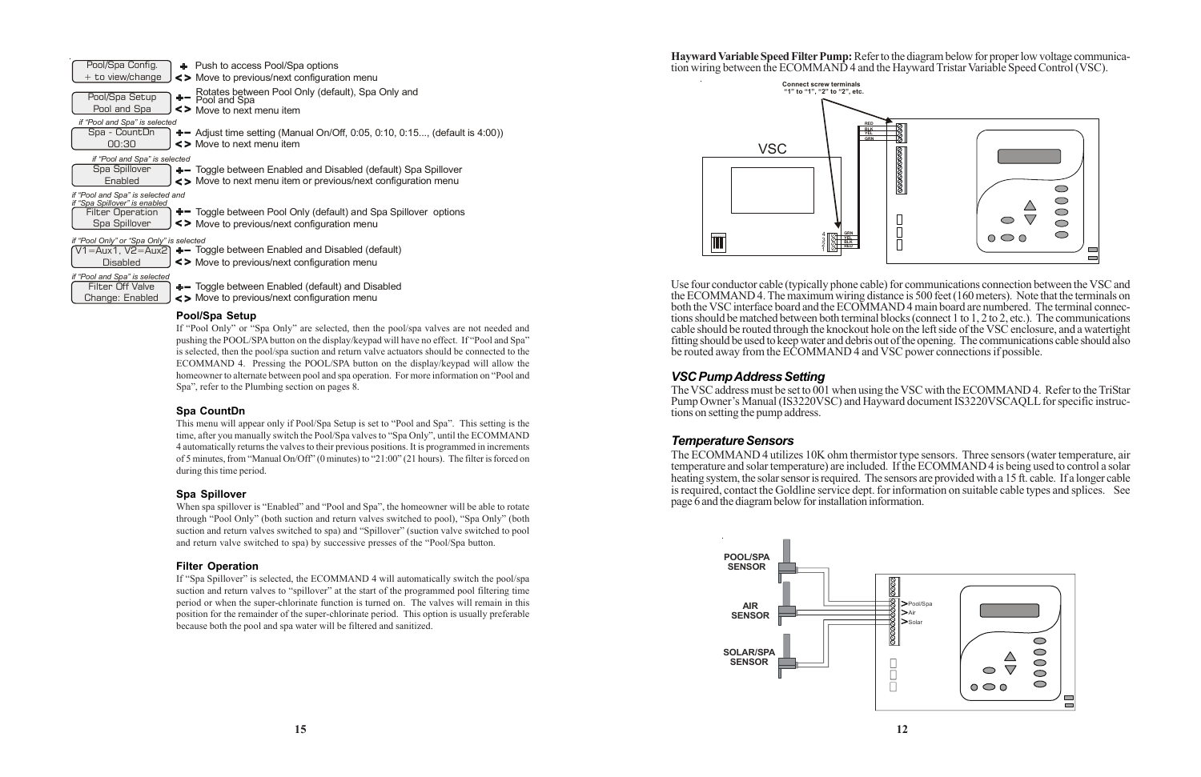| Display | Key | Action |
|---|---|---|
| Pool/Spa Config. + to view/change | + | Push to access Pool/Spa options |
| | < > | Move to previous/next configuration menu |
| Pool/Spa Setup Pool and Spa | +– | Rotates between Pool Only (default), Spa Only and Pool and Spa |
| | < > | Move to next menu item |
| *if "Pool and Spa" is selected* Spa - CountDn 00:30 | +– | Adjust time setting (Manual On/Off, 0:05, 0:10, 0:15..., (default is 4:00)) |
| | < > | Move to next menu item |
| *if "Pool and Spa" is selected* Spa Spillover Enabled | +– | Toggle between Enabled and Disabled (default) Spa Spillover |
| | < > | Move to next menu item or previous/next configuration menu |
| *if "Pool and Spa" is selected and if "Spa Spillover" is enabled* Filter Operation Spa Spillover | +– | Toggle between Pool Only (default) and Spa Spillover options |
| | < > | Move to previous/next configuration menu |
| *if "Pool Only" or "Spa Only" is selected* V1=Aux1, V2=Aux2 Disabled | +– | Toggle between Enabled and Disabled (default) |
| | < > | Move to previous/next configuration menu |
| *if "Pool and Spa" is selected* Filter Off Valve Change: Enabled | +– | Toggle between Enabled (default) and Disabled |
| | < > | Move to previous/next configuration menu |

### Pool/Spa Setup

If "Pool Only" or "Spa Only" are selected, then the pool/spa valves are not needed and pushing the POOL/SPA button on the display/keypad will have no effect. If "Pool and Spa" is selected, then the pool/spa suction and return valve actuators should be connected to the ECOMMAND 4. Pressing the POOL/SPA button on the display/keypad will allow the homeowner to alternate between pool and spa operation. For more information on "Pool and Spa", refer to the Plumbing section on pages 8.

### Spa CountDn

This menu will appear only if Pool/Spa Setup is set to "Pool and Spa". This setting is the time, after you manually switch the Pool/Spa valves to "Spa Only", until the ECOMMAND 4 automatically returns the valves to their previous positions. It is programmed in increments of 5 minutes, from "Manual On/Off" (0 minutes) to "21:00" (21 hours). The filter is forced on during this time period.

### Spa Spillover

When spa spillover is "Enabled" and "Pool and Spa", the homeowner will be able to rotate through "Pool Only" (both suction and return valves switched to pool), "Spa Only" (both suction and return valves switched to spa) and "Spillover" (suction valve switched to pool and return valve switched to spa) by successive presses of the "Pool/Spa button.

### Filter Operation

If "Spa Spillover" is selected, the ECOMMAND 4 will automatically switch the pool/spa suction and return valves to "spillover" at the start of the programmed pool filtering time period or when the super-chlorinate function is turned on. The valves will remain in this position for the remainder of the super-chlorinate period. This option is usually preferable because both the pool and spa water will be filtered and sanitized.

**Hayward Variable Speed Filter Pump:** Refer to the diagram below for proper low voltage communication wiring between the ECOMMAND 4 and the Hayward Tristar Variable Speed Control (VSC).

Connect screw terminals "1" to "1", "2" to "2", etc.

VSC — RED, BLK, YEL, GRN — 4, 3, 2, 1

Use four conductor cable (typically phone cable) for communications connection between the VSC and the ECOMMAND 4. The maximum wiring distance is 500 feet (160 meters). Note that the terminals on both the VSC interface board and the ECOMMAND 4 main board are numbered. The terminal connections should be matched between both terminal blocks (connect 1 to 1, 2 to 2, etc.). The communications cable should be routed through the knockout hole on the left side of the VSC enclosure, and a watertight fitting should be used to keep water and debris out of the opening. The communications cable should also be routed away from the ECOMMAND 4 and VSC power connections if possible.

### *VSC Pump Address Setting*

The VSC address must be set to 001 when using the VSC with the ECOMMAND 4. Refer to the TriStar Pump Owner's Manual (IS3220VSC) and Hayward document IS3220VSCAQLL for specific instructions on setting the pump address.

### *Temperature Sensors*

The ECOMMAND 4 utilizes 10K ohm thermistor type sensors. Three sensors (water temperature, air temperature and solar temperature) are included. If the ECOMMAND 4 is being used to control a solar heating system, the solar sensor is required. The sensors are provided with a 15 ft. cable. If a longer cable is required, contact the Goldline service dept. for information on suitable cable types and splices. See page 6 and the diagram below for installation information.

POOL/SPA SENSOR — Pool/Spa
AIR SENSOR — Air
SOLAR/SPA SENSOR — Solar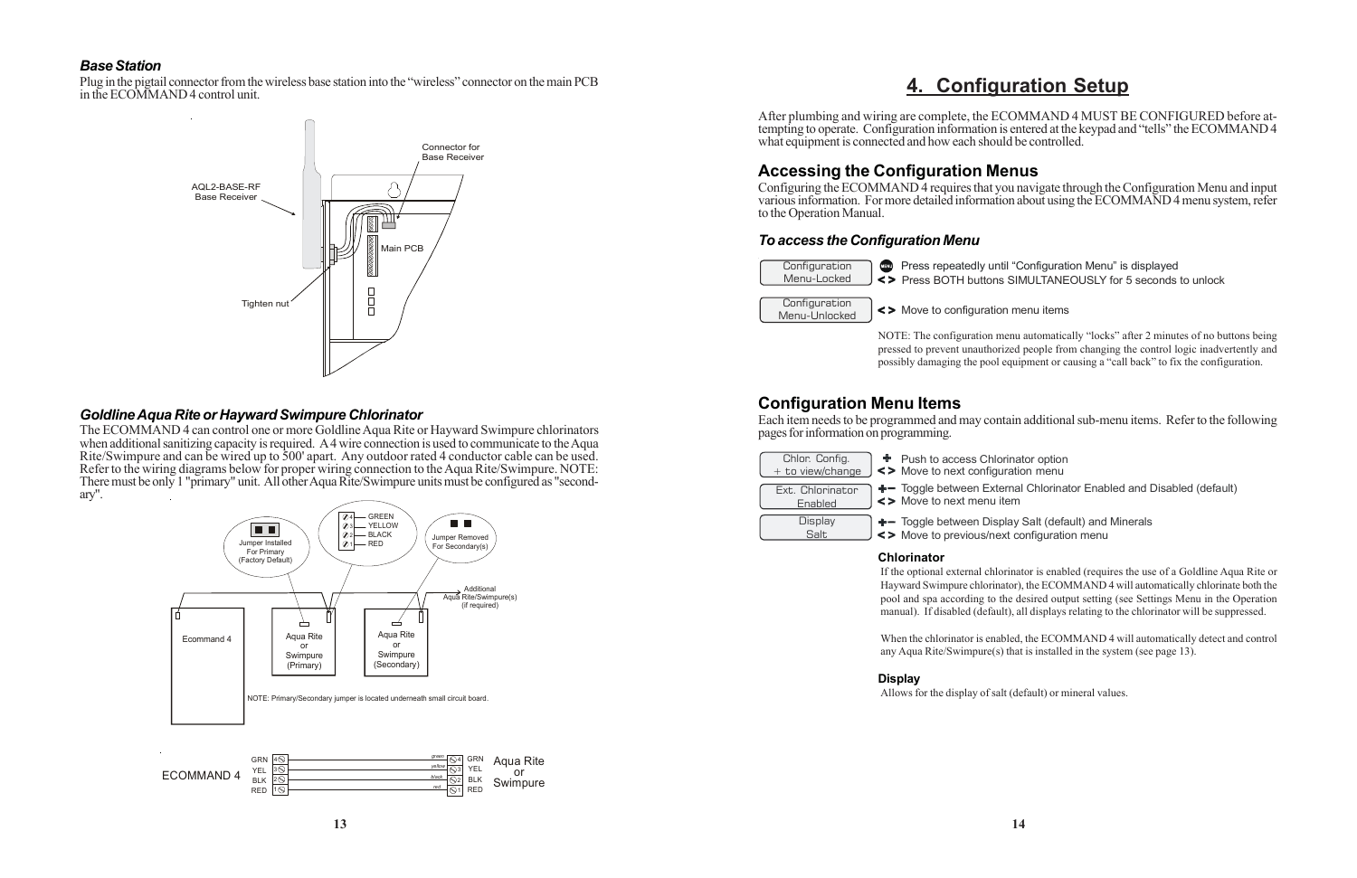### *Base Station*

Plug in the pigtail connector from the wireless base station into the "wireless" connector on the main PCB in the ECOMMAND 4 control unit.

AQL2-BASE-RF Base Receiver

Connector for Base Receiver

Main PCB

Tighten nut

### *Goldline Aqua Rite or Hayward Swimpure Chlorinator*

The ECOMMAND 4 can control one or more Goldline Aqua Rite or Hayward Swimpure chlorinators when additional sanitizing capacity is required. A 4 wire connection is used to communicate to the Aqua Rite/Swimpure and can be wired up to 500' apart. Any outdoor rated 4 conductor cable can be used. Refer to the wiring diagrams below for proper wiring connection to the Aqua Rite/Swimpure. NOTE: There must be only 1 "primary" unit. All other Aqua Rite/Swimpure units must be configured as "secondary".

Jumper Installed For Primary (Factory Default)

4 GREEN
3 YELLOW
2 BLACK
1 RED

Jumper Removed For Secondary(s)

Additional Aqua Rite/Swimpure(s) (if required)

Ecommand 4

Aqua Rite or Swimpure (Primary)

Aqua Rite or Swimpure (Secondary)

NOTE: Primary/Secondary jumper is located underneath small circuit board.

ECOMMAND 4: GRN 4, YEL 3, BLK 2, RED 1

green, yellow, black, red

Aqua Rite or Swimpure: 4 GRN, 3 YEL, 2 BLK, 1 RED

# 4. Configuration Setup

After plumbing and wiring are complete, the ECOMMAND 4 MUST BE CONFIGURED before attempting to operate. Configuration information is entered at the keypad and "tells" the ECOMMAND 4 what equipment is connected and how each should be controlled.

## Accessing the Configuration Menus

Configuring the ECOMMAND 4 requires that you navigate through the Configuration Menu and input various information. For more detailed information about using the ECOMMAND 4 menu system, refer to the Operation Manual.

### *To access the Configuration Menu*

| Display | Button | Action |
|---|---|---|
| Configuration Menu-Locked | Menu | Press repeatedly until "Configuration Menu" is displayed |
| | < > | Press BOTH buttons SIMULTANEOUSLY for 5 seconds to unlock |
| Configuration Menu-Unlocked | < > | Move to configuration menu items |

NOTE: The configuration menu automatically "locks" after 2 minutes of no buttons being pressed to prevent unauthorized people from changing the control logic inadvertently and possibly damaging the pool equipment or causing a "call back" to fix the configuration.

## Configuration Menu Items

Each item needs to be programmed and may contain additional sub-menu items. Refer to the following pages for information on programming.

| Display | Button | Action |
|---|---|---|
| Chlor. Config. + to view/change | + | Push to access Chlorinator option |
| | < > | Move to next configuration menu |
| Ext. Chlorinator Enabled | +– | Toggle between External Chlorinator Enabled and Disabled (default) |
| | < > | Move to next menu item |
| Display Salt | +– | Toggle between Display Salt (default) and Minerals |
| | < > | Move to previous/next configuration menu |

**Chlorinator**

If the optional external chlorinator is enabled (requires the use of a Goldline Aqua Rite or Hayward Swimpure chlorinator), the ECOMMAND 4 will automatically chlorinate both the pool and spa according to the desired output setting (see Settings Menu in the Operation manual). If disabled (default), all displays relating to the chlorinator will be suppressed.

When the chlorinator is enabled, the ECOMMAND 4 will automatically detect and control any Aqua Rite/Swimpure(s) that is installed in the system (see page 13).

**Display**

Allows for the display of salt (default) or mineral values.